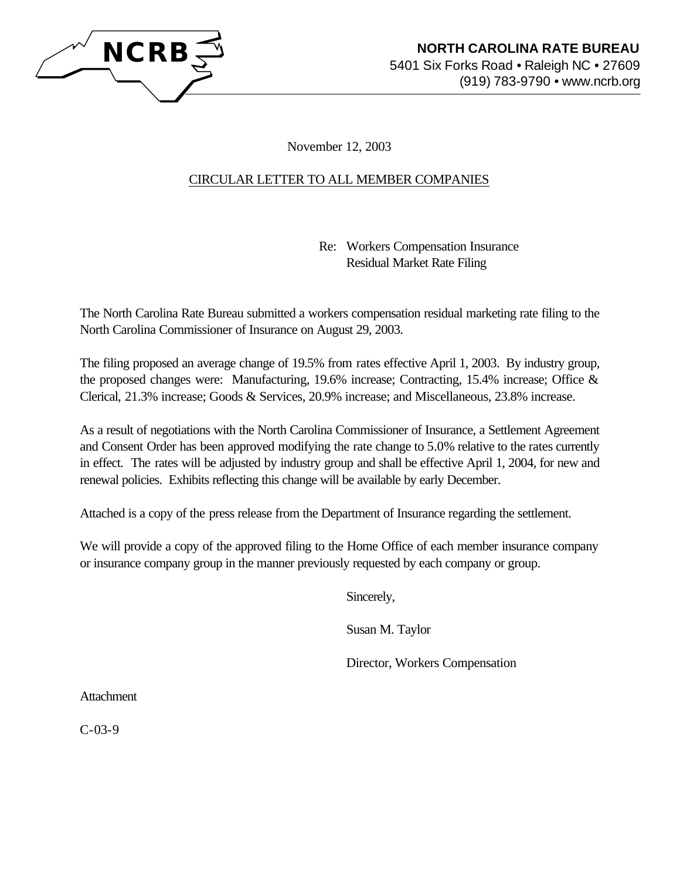**NCRB**

**NORTH CAROLINA RATE BUREAU**
5401 Six Forks Road • Raleigh NC • 27609
(919) 783-9790 • www.ncrb.org

November 12, 2003

CIRCULAR LETTER TO ALL MEMBER COMPANIES

Re: Workers Compensation Insurance
Residual Market Rate Filing

The North Carolina Rate Bureau submitted a workers compensation residual marketing rate filing to the North Carolina Commissioner of Insurance on August 29, 2003.

The filing proposed an average change of 19.5% from rates effective April 1, 2003. By industry group, the proposed changes were: Manufacturing, 19.6% increase; Contracting, 15.4% increase; Office & Clerical, 21.3% increase; Goods & Services, 20.9% increase; and Miscellaneous, 23.8% increase.

As a result of negotiations with the North Carolina Commissioner of Insurance, a Settlement Agreement and Consent Order has been approved modifying the rate change to 5.0% relative to the rates currently in effect. The rates will be adjusted by industry group and shall be effective April 1, 2004, for new and renewal policies. Exhibits reflecting this change will be available by early December.

Attached is a copy of the press release from the Department of Insurance regarding the settlement.

We will provide a copy of the approved filing to the Home Office of each member insurance company or insurance company group in the manner previously requested by each company or group.

Sincerely,

Susan M. Taylor

Director, Workers Compensation

Attachment

C-03-9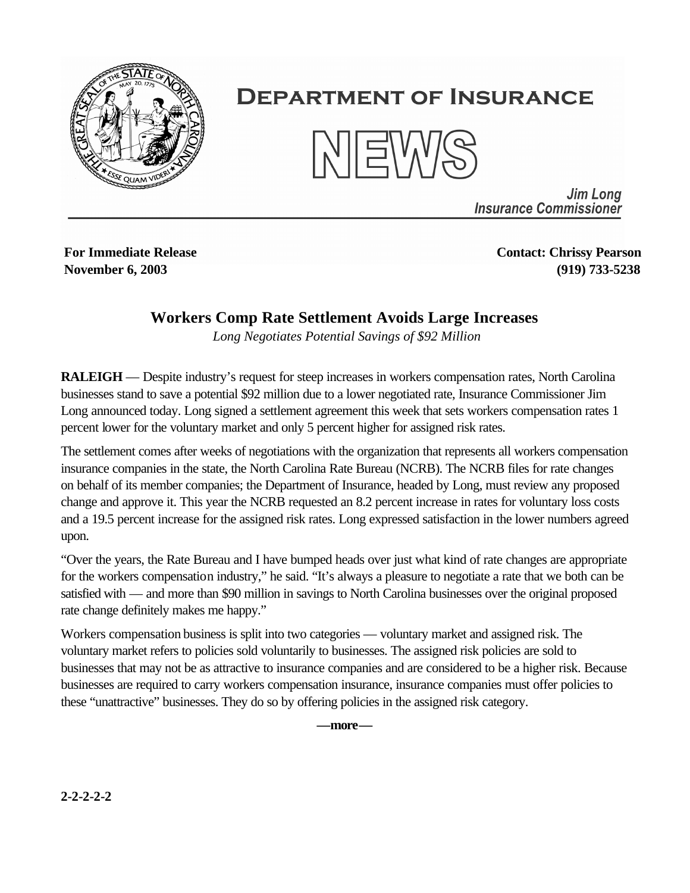**Department of Insurance**

**NEWS**

*Jim Long*
*Insurance Commissioner*

**For Immediate Release** | **Contact: Chrissy Pearson**
**November 6, 2003** | **(919) 733-5238**

## Workers Comp Rate Settlement Avoids Large Increases

*Long Negotiates Potential Savings of $92 Million*

**RALEIGH** — Despite industry's request for steep increases in workers compensation rates, North Carolina businesses stand to save a potential $92 million due to a lower negotiated rate, Insurance Commissioner Jim Long announced today. Long signed a settlement agreement this week that sets workers compensation rates 1 percent lower for the voluntary market and only 5 percent higher for assigned risk rates.

The settlement comes after weeks of negotiations with the organization that represents all workers compensation insurance companies in the state, the North Carolina Rate Bureau (NCRB). The NCRB files for rate changes on behalf of its member companies; the Department of Insurance, headed by Long, must review any proposed change and approve it. This year the NCRB requested an 8.2 percent increase in rates for voluntary loss costs and a 19.5 percent increase for the assigned risk rates. Long expressed satisfaction in the lower numbers agreed upon.

"Over the years, the Rate Bureau and I have bumped heads over just what kind of rate changes are appropriate for the workers compensation industry," he said. "It's always a pleasure to negotiate a rate that we both can be satisfied with — and more than $90 million in savings to North Carolina businesses over the original proposed rate change definitely makes me happy."

Workers compensation business is split into two categories — voluntary market and assigned risk. The voluntary market refers to policies sold voluntarily to businesses. The assigned risk policies are sold to businesses that may not be as attractive to insurance companies and are considered to be a higher risk. Because businesses are required to carry workers compensation insurance, insurance companies must offer policies to these "unattractive" businesses. They do so by offering policies in the assigned risk category.

**—more—**

**2-2-2-2-2**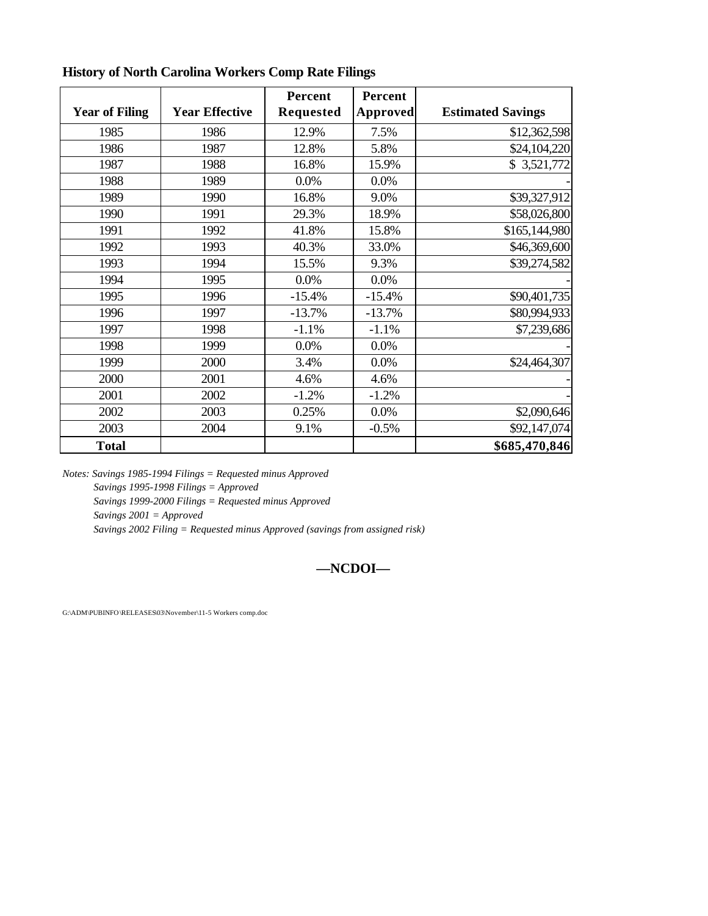**History of North Carolina Workers Comp Rate Filings**

| Year of Filing | Year Effective | Percent Requested | Percent Approved | Estimated Savings |
|---|---|---|---|---|
| 1985 | 1986 | 12.9% | 7.5% | $12,362,598 |
| 1986 | 1987 | 12.8% | 5.8% | $24,104,220 |
| 1987 | 1988 | 16.8% | 15.9% | $ 3,521,772 |
| 1988 | 1989 | 0.0% | 0.0% | - |
| 1989 | 1990 | 16.8% | 9.0% | $39,327,912 |
| 1990 | 1991 | 29.3% | 18.9% | $58,026,800 |
| 1991 | 1992 | 41.8% | 15.8% | $165,144,980 |
| 1992 | 1993 | 40.3% | 33.0% | $46,369,600 |
| 1993 | 1994 | 15.5% | 9.3% | $39,274,582 |
| 1994 | 1995 | 0.0% | 0.0% | - |
| 1995 | 1996 | -15.4% | -15.4% | $90,401,735 |
| 1996 | 1997 | -13.7% | -13.7% | $80,994,933 |
| 1997 | 1998 | -1.1% | -1.1% | $7,239,686 |
| 1998 | 1999 | 0.0% | 0.0% | - |
| 1999 | 2000 | 3.4% | 0.0% | $24,464,307 |
| 2000 | 2001 | 4.6% | 4.6% | - |
| 2001 | 2002 | -1.2% | -1.2% | - |
| 2002 | 2003 | 0.25% | 0.0% | $2,090,646 |
| 2003 | 2004 | 9.1% | -0.5% | $92,147,074 |
| **Total** | | | | **$685,470,846** |

*Notes: Savings 1985-1994 Filings = Requested minus Approved*
*Savings 1995-1998 Filings = Approved*
*Savings 1999-2000 Filings = Requested minus Approved*
*Savings 2001 = Approved*
*Savings 2002 Filing = Requested minus Approved (savings from assigned risk)*

**—NCDOI—**

G:\ADM\PUBINFO\RELEASES\03\November\11-5 Workers comp.doc